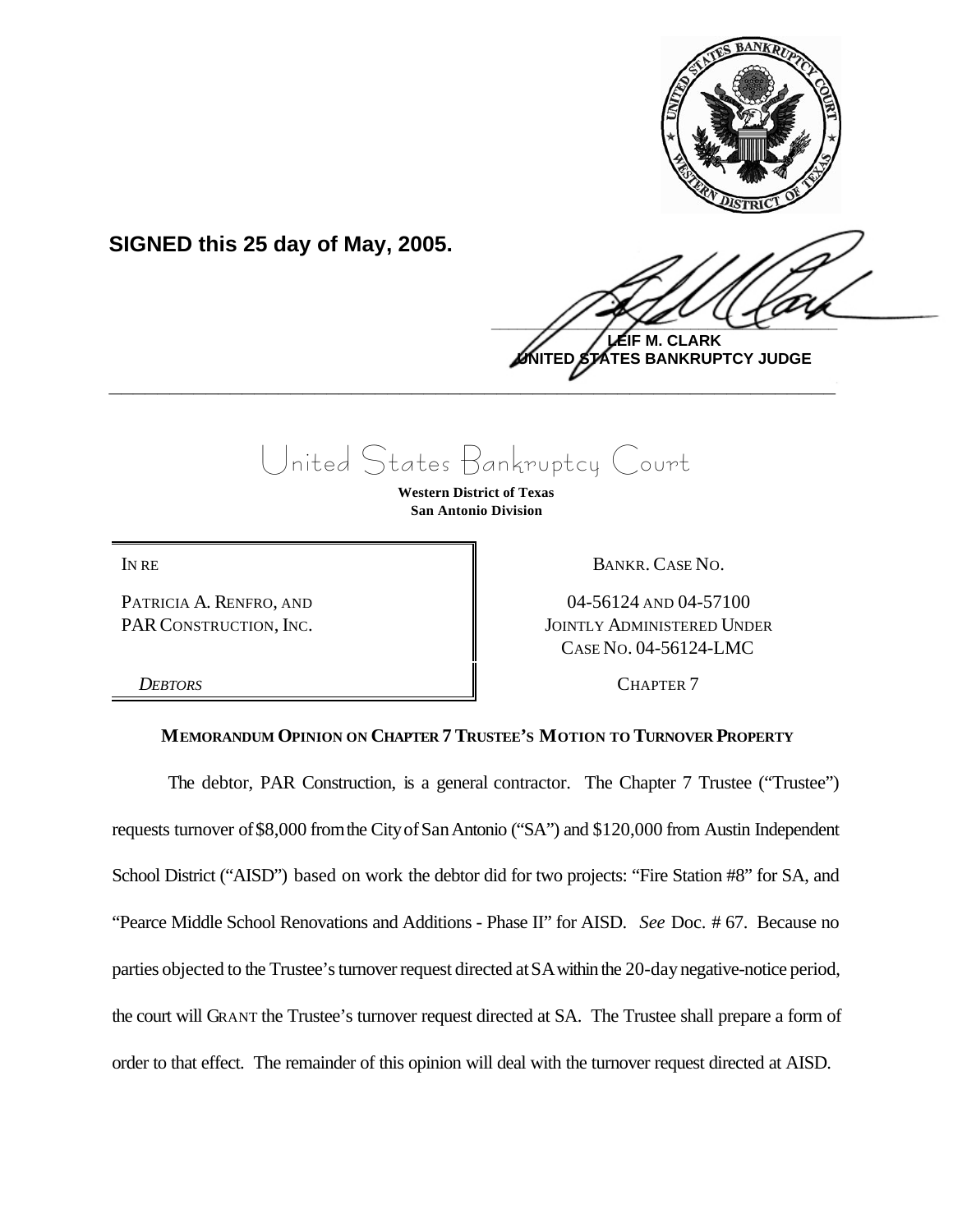**SIGNED this 25 day of May, 2005.**

**LEIF M. CLARK**
**UNITED STATES BANKRUPTCY JUDGE**

---

# United States Bankruptcy Court

**Western District of Texas**
**San Antonio Division**

| IN RE | BANKR. CASE NO. |
|---|---|
| PATRICIA A. RENFRO, AND PAR CONSTRUCTION, INC. | 04-56124 AND 04-57100 JOINTLY ADMINISTERED UNDER CASE NO. 04-56124-LMC |
| *DEBTORS* | CHAPTER 7 |

**MEMORANDUM OPINION ON CHAPTER 7 TRUSTEE'S MOTION TO TURNOVER PROPERTY**

The debtor, PAR Construction, is a general contractor. The Chapter 7 Trustee ("Trustee") requests turnover of $8,000 from the City of San Antonio ("SA") and $120,000 from Austin Independent School District ("AISD") based on work the debtor did for two projects: "Fire Station #8" for SA, and "Pearce Middle School Renovations and Additions - Phase II" for AISD. *See* Doc. # 67. Because no parties objected to the Trustee's turnover request directed at SA within the 20-day negative-notice period, the court will GRANT the Trustee's turnover request directed at SA. The Trustee shall prepare a form of order to that effect. The remainder of this opinion will deal with the turnover request directed at AISD.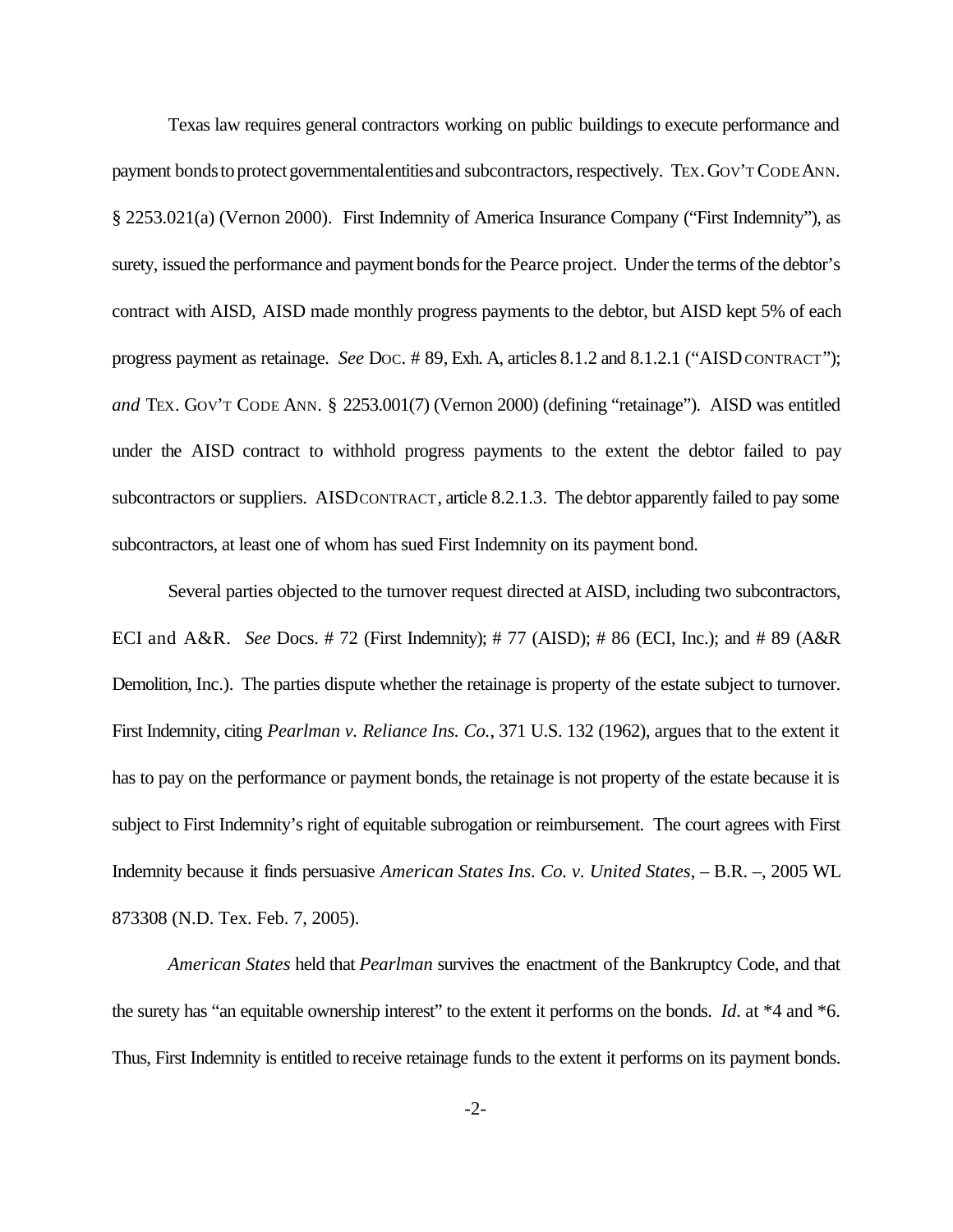Texas law requires general contractors working on public buildings to execute performance and payment bonds to protect governmental entities and subcontractors, respectively. TEX. GOV'T CODE ANN. § 2253.021(a) (Vernon 2000). First Indemnity of America Insurance Company ("First Indemnity"), as surety, issued the performance and payment bonds for the Pearce project. Under the terms of the debtor's contract with AISD, AISD made monthly progress payments to the debtor, but AISD kept 5% of each progress payment as retainage. *See* DOC. # 89, Exh. A, articles 8.1.2 and 8.1.2.1 ("AISD CONTRACT"); *and* TEX. GOV'T CODE ANN. § 2253.001(7) (Vernon 2000) (defining "retainage"). AISD was entitled under the AISD contract to withhold progress payments to the extent the debtor failed to pay subcontractors or suppliers. AISD CONTRACT, article 8.2.1.3. The debtor apparently failed to pay some subcontractors, at least one of whom has sued First Indemnity on its payment bond.

Several parties objected to the turnover request directed at AISD, including two subcontractors, ECI and A&R. *See* Docs. # 72 (First Indemnity); # 77 (AISD); # 86 (ECI, Inc.); and # 89 (A&R Demolition, Inc.). The parties dispute whether the retainage is property of the estate subject to turnover. First Indemnity, citing *Pearlman v. Reliance Ins. Co.*, 371 U.S. 132 (1962), argues that to the extent it has to pay on the performance or payment bonds, the retainage is not property of the estate because it is subject to First Indemnity's right of equitable subrogation or reimbursement. The court agrees with First Indemnity because it finds persuasive *American States Ins. Co. v. United States*, – B.R. –, 2005 WL 873308 (N.D. Tex. Feb. 7, 2005).

*American States* held that *Pearlman* survives the enactment of the Bankruptcy Code, and that the surety has "an equitable ownership interest" to the extent it performs on the bonds. *Id*. at *4 and *6. Thus, First Indemnity is entitled to receive retainage funds to the extent it performs on its payment bonds.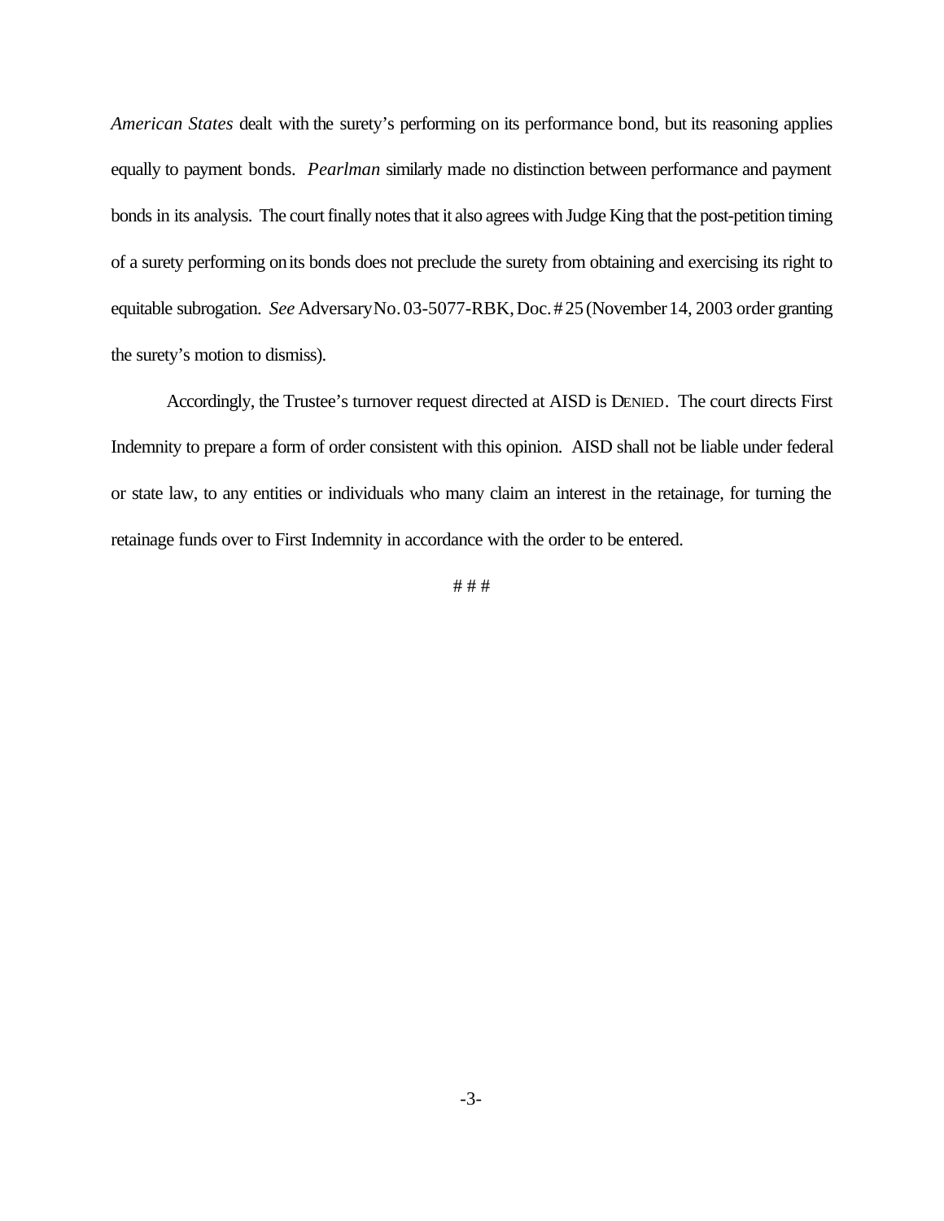*American States* dealt with the surety's performing on its performance bond, but its reasoning applies equally to payment bonds. *Pearlman* similarly made no distinction between performance and payment bonds in its analysis. The court finally notes that it also agrees with Judge King that the post-petition timing of a surety performing on its bonds does not preclude the surety from obtaining and exercising its right to equitable subrogation. *See* Adversary No. 03-5077-RBK, Doc. # 25 (November 14, 2003 order granting the surety's motion to dismiss).

Accordingly, the Trustee's turnover request directed at AISD is DENIED. The court directs First Indemnity to prepare a form of order consistent with this opinion. AISD shall not be liable under federal or state law, to any entities or individuals who many claim an interest in the retainage, for turning the retainage funds over to First Indemnity in accordance with the order to be entered.

# # #